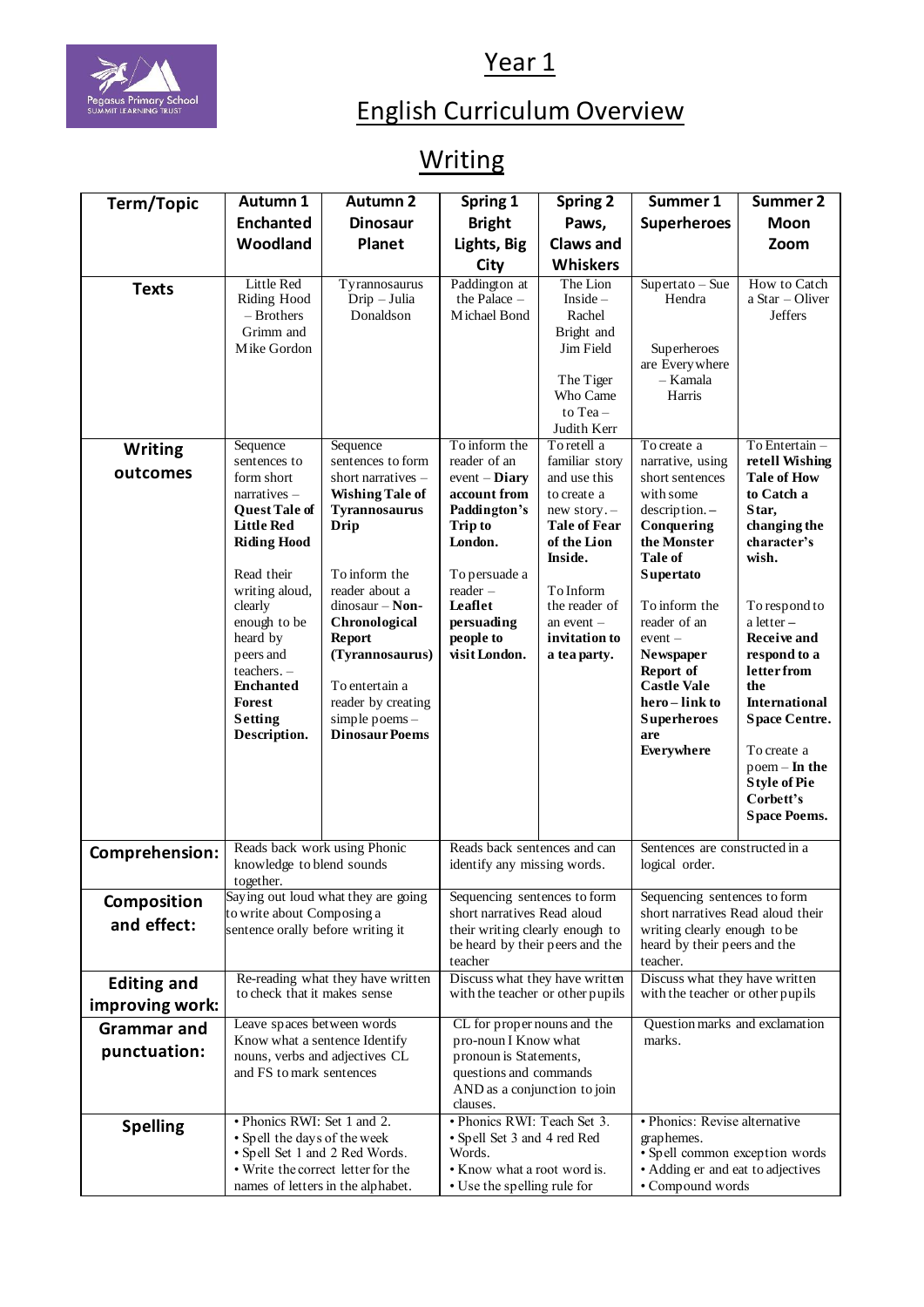Pegasus Primary School
SUMMIT LEARNING TRUST

# Year 1

# English Curriculum Overview

## Writing

| Term/Topic | Autumn 1 Enchanted Woodland | Autumn 2 Dinosaur Planet | Spring 1 Bright Lights, Big City | Spring 2 Paws, Claws and Whiskers | Summer 1 Superheroes | Summer 2 Moon Zoom |
|---|---|---|---|---|---|---|
| **Texts** | Little Red Riding Hood – Brothers Grimm and Mike Gordon | Tyrannosaurus Drip – Julia Donaldson | Paddington at the Palace – Michael Bond | The Lion Inside – Rachel Bright and Jim Field<br><br>The Tiger Who Came to Tea – Judith Kerr | Supertato – Sue Hendra<br><br>Superheroes are Everywhere – Kamala Harris | How to Catch a Star – Oliver Jeffers |
| **Writing outcomes** | Sequence sentences to form short narratives – **Quest Tale of Little Red Riding Hood**<br><br>Read their writing aloud, clearly enough to be heard by peers and teachers. – **Enchanted Forest Setting Description.** | Sequence sentences to form short narratives – **Wishing Tale of Tyrannosaurus Drip**<br><br>To inform the reader about a dinosaur – **Non-Chronological Report (Tyrannosaurus)**<br><br>To entertain a reader by creating simple poems – **Dinosaur Poems** | To inform the reader of an event – **Diary account from Paddington's Trip to London.**<br><br>To persuade a reader – **Leaflet persuading people to visit London.** | To retell a familiar story and use this to create a new story. – **Tale of Fear of the Lion Inside.**<br><br>To Inform the reader of an event – **invitation to a tea party.** | To create a narrative, using short sentences with some description. – **Conquering the Monster Tale of Supertato**<br><br>To inform the reader of an event – **Newspaper Report of Castle Vale hero – link to Superheroes are Everywhere** | To Entertain – **retell Wishing Tale of How to Catch a Star, changing the character's wish.**<br><br>To respond to a letter – **Receive and respond to a letter from the International Space Centre.**<br><br>To create a poem – **In the Style of Pie Corbett's Space Poems.** |
| **Comprehension:** | Reads back work using Phonic knowledge to blend sounds together. | | Reads back sentences and can identify any missing words. | | Sentences are constructed in a logical order. | |
| **Composition and effect:** | Saying out loud what they are going to write about Composing a sentence orally before writing it | | Sequencing sentences to form short narratives Read aloud their writing clearly enough to be heard by their peers and the teacher | | Sequencing sentences to form short narratives Read aloud their writing clearly enough to be heard by their peers and the teacher. | |
| **Editing and improving work:** | Re-reading what they have written to check that it makes sense | | Discuss what they have written with the teacher or other pupils | | Discuss what they have written with the teacher or other pupils | |
| **Grammar and punctuation:** | Leave spaces between words Know what a sentence Identify nouns, verbs and adjectives CL and FS to mark sentences | | CL for proper nouns and the pro-noun I Know what pronoun is Statements, questions and commands AND as a conjunction to join clauses. | | Question marks and exclamation marks. | |
| **Spelling** | • Phonics RWI: Set 1 and 2.<br>• Spell the days of the week<br>• Spell Set 1 and 2 Red Words.<br>• Write the correct letter for the names of letters in the alphabet. | | • Phonics RWI: Teach Set 3.<br>• Spell Set 3 and 4 red Red Words.<br>• Know what a root word is.<br>• Use the spelling rule for | | • Phonics: Revise alternative graphemes.<br>• Spell common exception words<br>• Adding er and eat to adjectives<br>• Compound words | |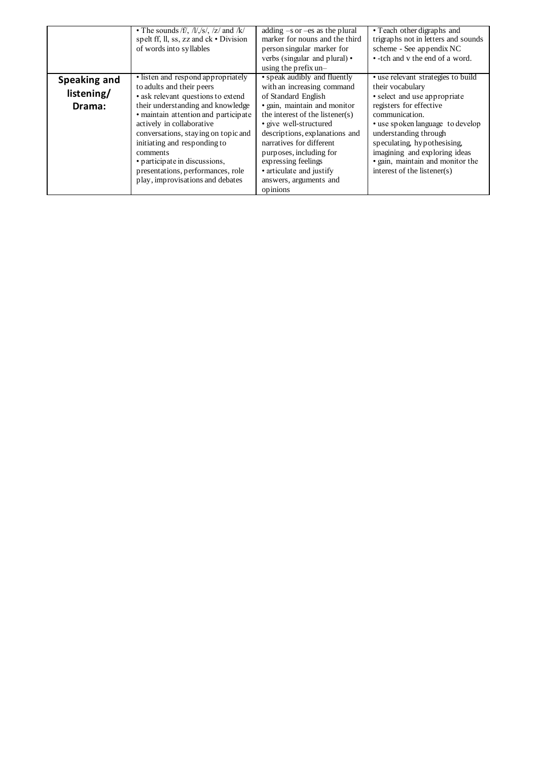| | | | |
|---|---|---|---|
| | • The sounds /f/, /l/,/s/, /z/ and /k/ spelt ff, ll, ss, zz and ck • Division of words into syllables | adding –s or –es as the plural marker for nouns and the third person singular marker for verbs (singular and plural) • using the prefix un– | • Teach other digraphs and trigraphs not in letters and sounds scheme - See appendix NC • -tch and v the end of a word. |
| **Speaking and listening/ Drama:** | • listen and respond appropriately to adults and their peers • ask relevant questions to extend their understanding and knowledge • maintain attention and participate actively in collaborative conversations, staying on topic and initiating and responding to comments • participate in discussions, presentations, performances, role play, improvisations and debates | • speak audibly and fluently with an increasing command of Standard English • gain, maintain and monitor the interest of the listener(s) • give well-structured descriptions, explanations and narratives for different purposes, including for expressing feelings • articulate and justify answers, arguments and opinions | • use relevant strategies to build their vocabulary • select and use appropriate registers for effective communication. • use spoken language to develop understanding through speculating, hypothesising, imagining and exploring ideas • gain, maintain and monitor the interest of the listener(s) |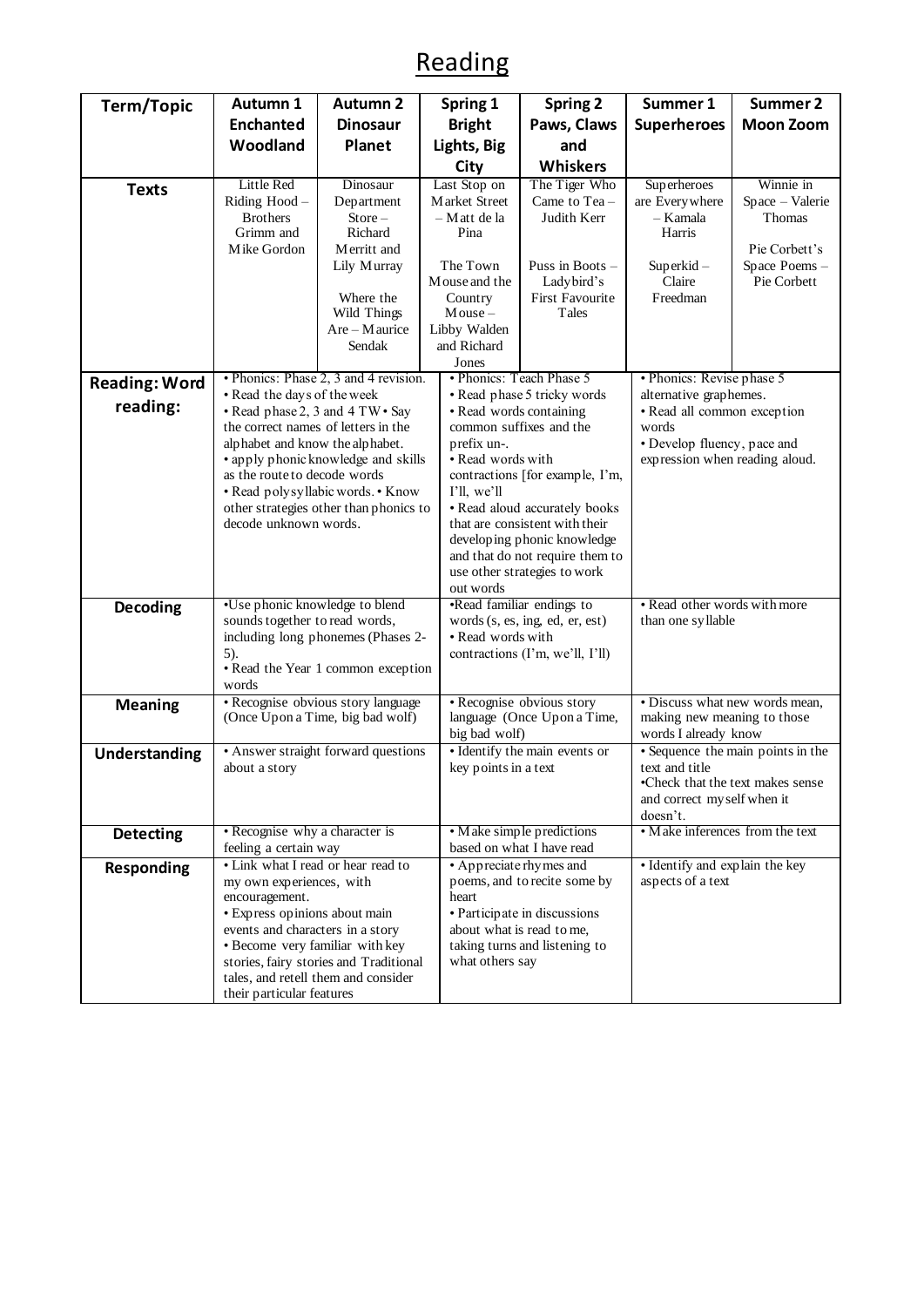# Reading

| Term/Topic | Autumn 1 Enchanted Woodland | Autumn 2 Dinosaur Planet | Spring 1 Bright Lights, Big City | Spring 2 Paws, Claws and Whiskers | Summer 1 Superheroes | Summer 2 Moon Zoom |
|---|---|---|---|---|---|---|
| **Texts** | Little Red Riding Hood – Brothers Grimm and Mike Gordon | Dinosaur Department Store – Richard Merritt and Lily Murray<br><br>Where the Wild Things Are – Maurice Sendak | Last Stop on Market Street – Matt de la Pina<br><br>The Town Mouse and the Country Mouse – Libby Walden and Richard Jones | The Tiger Who Came to Tea – Judith Kerr<br><br>Puss in Boots – Ladybird's First Favourite Tales | Superheroes are Everywhere – Kamala Harris<br><br>Superkid – Claire Freedman | Winnie in Space – Valerie Thomas<br><br>Pie Corbett's Space Poems – Pie Corbett |
| **Reading: Word reading:** | • Phonics: Phase 2, 3 and 4 revision.<br>• Read the days of the week<br>• Read phase 2, 3 and 4 TW • Say the correct names of letters in the alphabet and know the alphabet.<br>• apply phonic knowledge and skills as the route to decode words<br>• Read polysyllabic words. • Know other strategies other than phonics to decode unknown words. | | • Phonics: Teach Phase 5<br>• Read phase 5 tricky words<br>• Read words containing common suffixes and the prefix un-.<br>• Read words with contractions [for example, I'm, I'll, we'll<br>• Read aloud accurately books that are consistent with their developing phonic knowledge and that do not require them to use other strategies to work out words | | • Phonics: Revise phase 5 alternative graphemes.<br>• Read all common exception words<br>• Develop fluency, pace and expression when reading aloud. | |
| **Decoding** | •Use phonic knowledge to blend sounds together to read words, including long phonemes (Phases 2-5).<br>• Read the Year 1 common exception words | | •Read familiar endings to words (s, es, ing, ed, er, est)<br>• Read words with contractions (I'm, we'll, I'll) | | • Read other words with more than one syllable | |
| **Meaning** | • Recognise obvious story language (Once Upon a Time, big bad wolf) | | • Recognise obvious story language (Once Upon a Time, big bad wolf) | | • Discuss what new words mean, making new meaning to those words I already know | |
| **Understanding** | • Answer straight forward questions about a story | | • Identify the main events or key points in a text | | • Sequence the main points in the text and title<br>•Check that the text makes sense and correct myself when it doesn't. | |
| **Detecting** | • Recognise why a character is feeling a certain way | | • Make simple predictions based on what I have read | | • Make inferences from the text | |
| **Responding** | • Link what I read or hear read to my own experiences, with encouragement.<br>• Express opinions about main events and characters in a story<br>• Become very familiar with key stories, fairy stories and Traditional tales, and retell them and consider their particular features | | • Appreciate rhymes and poems, and to recite some by heart<br>• Participate in discussions about what is read to me, taking turns and listening to what others say | | • Identify and explain the key aspects of a text | |